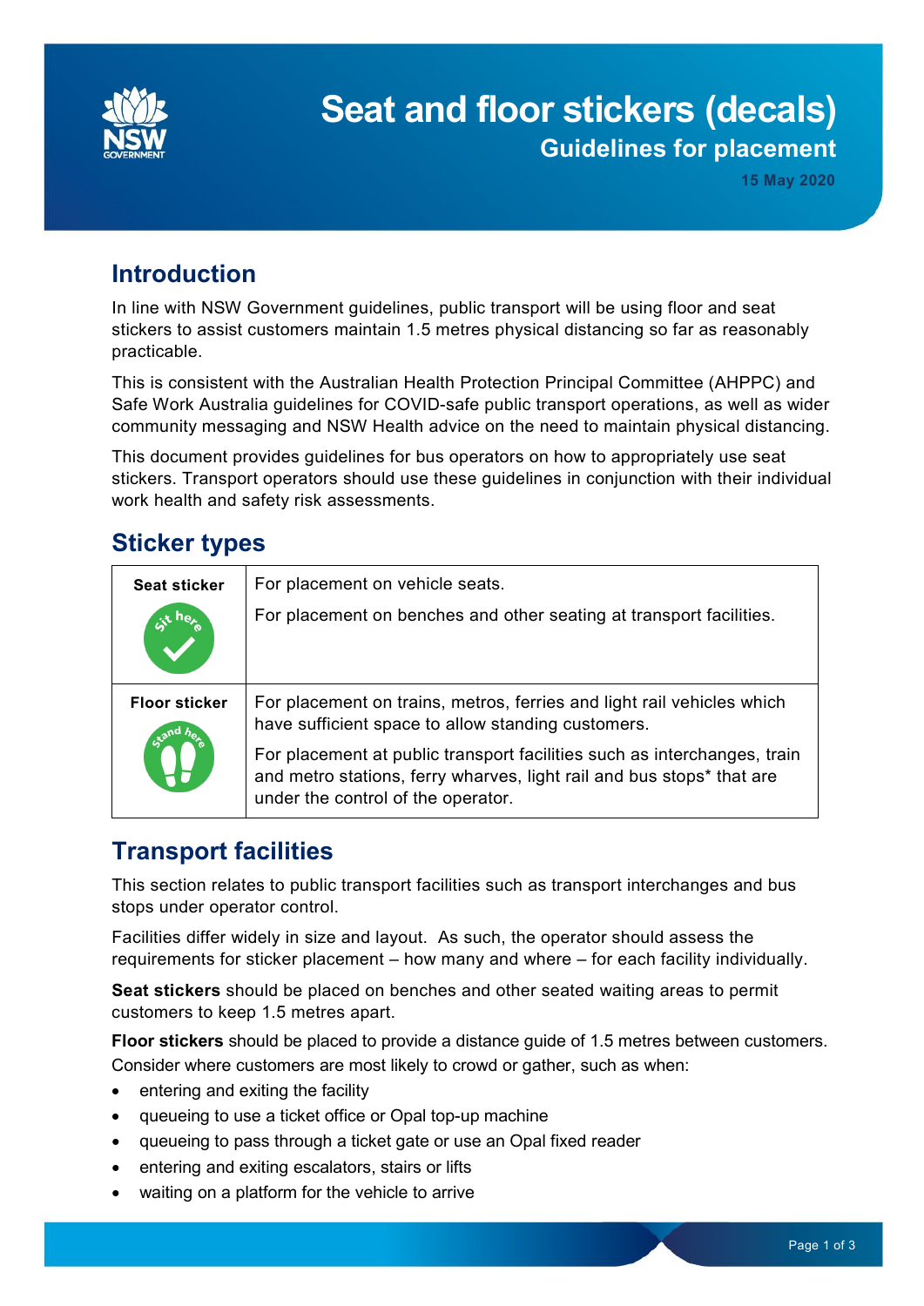# Seat and floor stickers (decals)

## Guidelines for placement

**15 May 2020**

## Introduction

In line with NSW Government guidelines, public transport will be using floor and seat stickers to assist customers maintain 1.5 metres physical distancing so far as reasonably practicable.

This is consistent with the Australian Health Protection Principal Committee (AHPPC) and Safe Work Australia guidelines for COVID-safe public transport operations, as well as wider community messaging and NSW Health advice on the need to maintain physical distancing.

This document provides guidelines for bus operators on how to appropriately use seat stickers. Transport operators should use these guidelines in conjunction with their individual work health and safety risk assessments.

## Sticker types

| | |
|---|---|
| **Seat sticker** | For placement on vehicle seats.<br>For placement on benches and other seating at transport facilities. |
| **Floor sticker** | For placement on trains, metros, ferries and light rail vehicles which have sufficient space to allow standing customers.<br>For placement at public transport facilities such as interchanges, train and metro stations, ferry wharves, light rail and bus stops* that are under the control of the operator. |

## Transport facilities

This section relates to public transport facilities such as transport interchanges and bus stops under operator control.

Facilities differ widely in size and layout. As such, the operator should assess the requirements for sticker placement – how many and where – for each facility individually.

**Seat stickers** should be placed on benches and other seated waiting areas to permit customers to keep 1.5 metres apart.

**Floor stickers** should be placed to provide a distance guide of 1.5 metres between customers. Consider where customers are most likely to crowd or gather, such as when:

- entering and exiting the facility
- queueing to use a ticket office or Opal top-up machine
- queueing to pass through a ticket gate or use an Opal fixed reader
- entering and exiting escalators, stairs or lifts
- waiting on a platform for the vehicle to arrive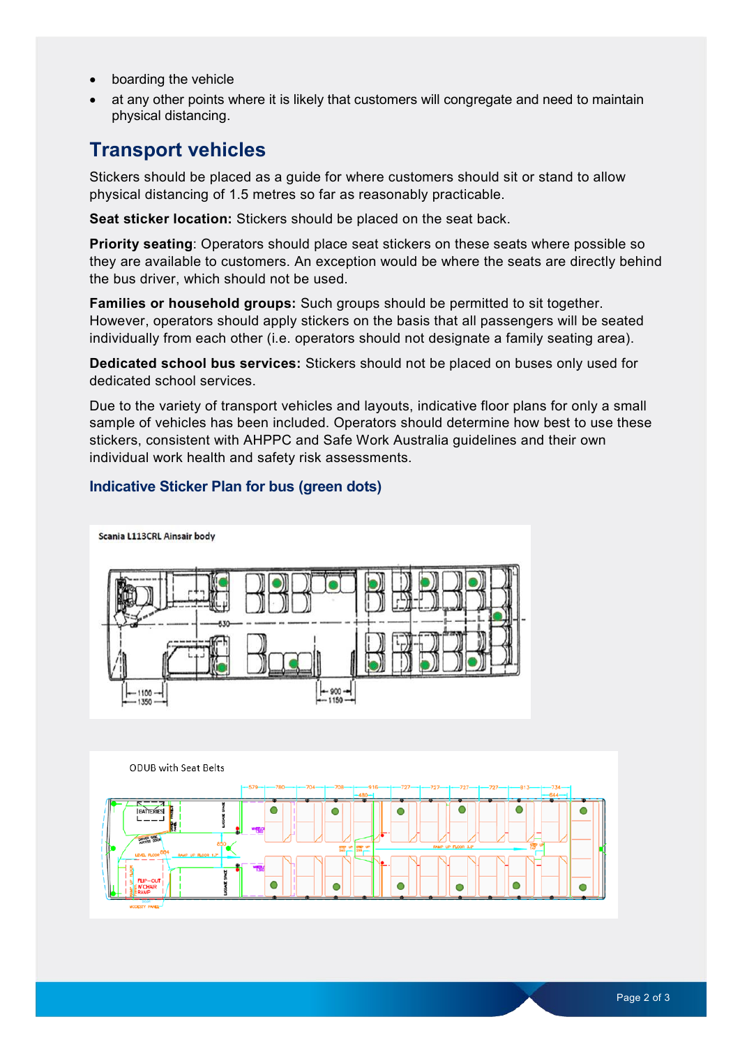- boarding the vehicle
- at any other points where it is likely that customers will congregate and need to maintain physical distancing.

## Transport vehicles

Stickers should be placed as a guide for where customers should sit or stand to allow physical distancing of 1.5 metres so far as reasonably practicable.

**Seat sticker location:** Stickers should be placed on the seat back.

**Priority seating**: Operators should place seat stickers on these seats where possible so they are available to customers. An exception would be where the seats are directly behind the bus driver, which should not be used.

**Families or household groups:** Such groups should be permitted to sit together. However, operators should apply stickers on the basis that all passengers will be seated individually from each other (i.e. operators should not designate a family seating area).

**Dedicated school bus services:** Stickers should not be placed on buses only used for dedicated school services.

Due to the variety of transport vehicles and layouts, indicative floor plans for only a small sample of vehicles has been included. Operators should determine how best to use these stickers, consistent with AHPPC and Safe Work Australia guidelines and their own individual work health and safety risk assessments.

### Indicative Sticker Plan for bus (green dots)

Scania L113CRL Ainsair body

ODUB with Seat Belts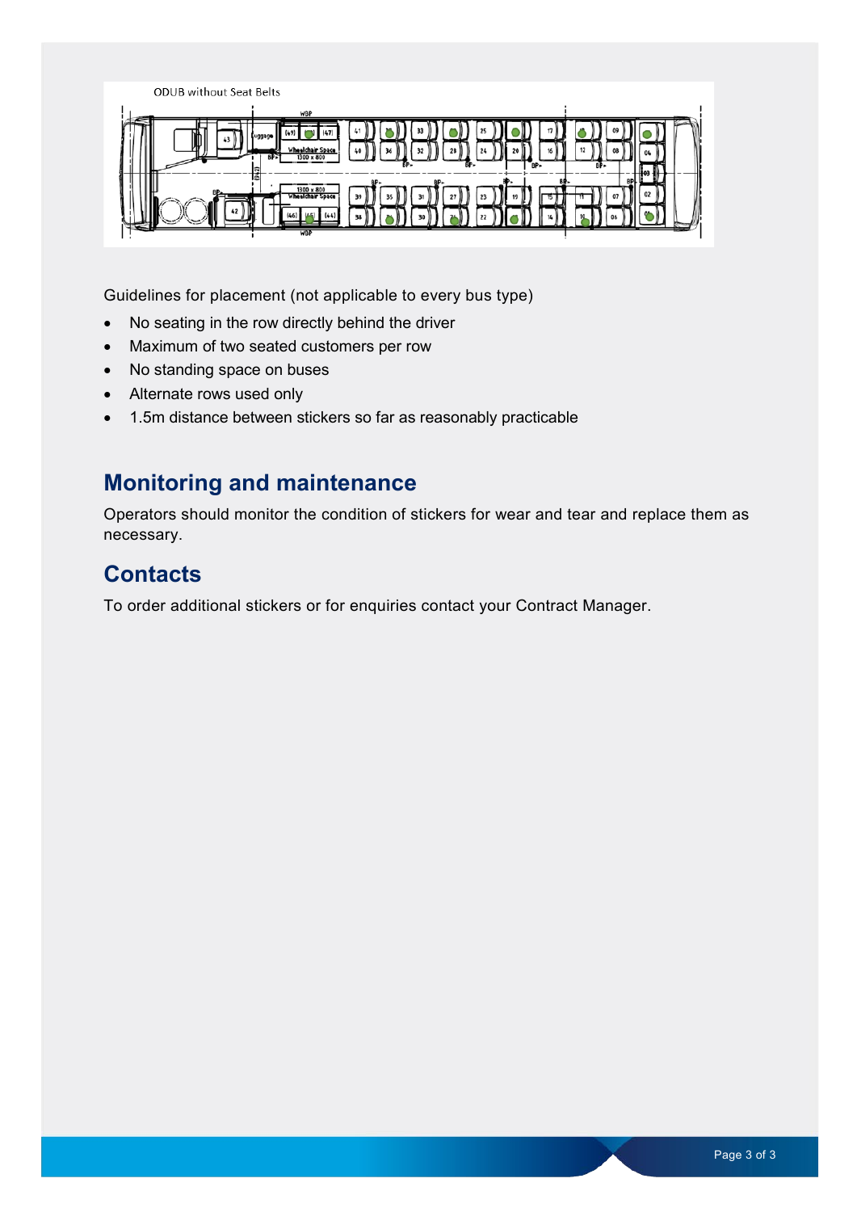ODUB without Seat Belts

Guidelines for placement (not applicable to every bus type)

- No seating in the row directly behind the driver
- Maximum of two seated customers per row
- No standing space on buses
- Alternate rows used only
- 1.5m distance between stickers so far as reasonably practicable

## Monitoring and maintenance

Operators should monitor the condition of stickers for wear and tear and replace them as necessary.

## Contacts

To order additional stickers or for enquiries contact your Contract Manager.